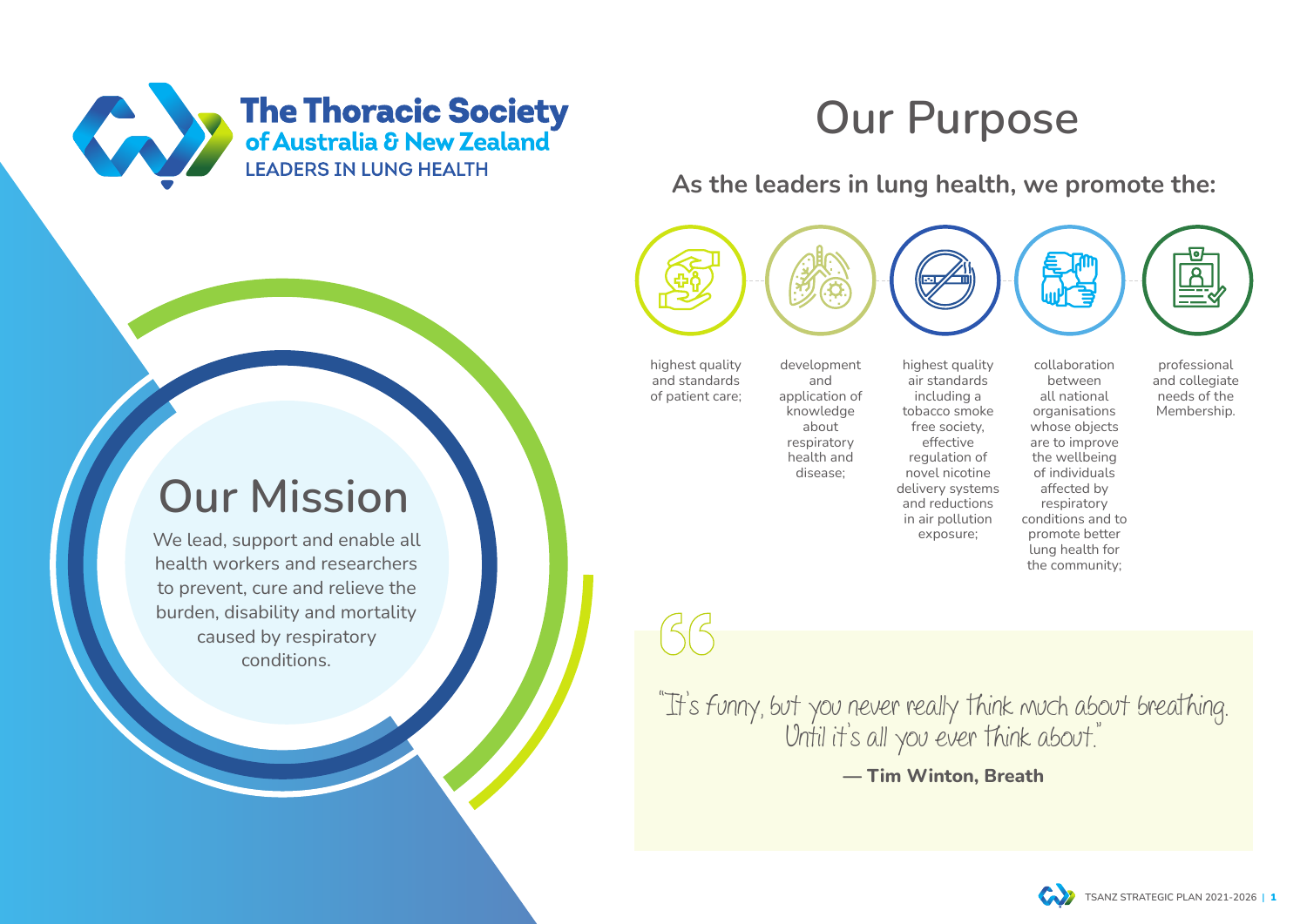The Thoracic Society of Australia & New Zealand

LEADERS IN LUNG HEALTH

# Our Mission

We lead, support and enable all health workers and researchers to prevent, cure and relieve the burden, disability and mortality caused by respiratory conditions.

# Our Purpose

## As the leaders in lung health, we promote the:

- highest quality and standards of patient care;
- development and application of knowledge about respiratory health and disease;
- highest quality air standards including a tobacco smoke free society, effective regulation of novel nicotine delivery systems and reductions in air pollution exposure;
- collaboration between all national organisations whose objects are to improve the wellbeing of individuals affected by respiratory conditions and to promote better lung health for the community;
- professional and collegiate needs of the Membership.

> "It's funny, but you never really think much about breathing. Until it's all you ever think about."
>
> **— Tim Winton, Breath**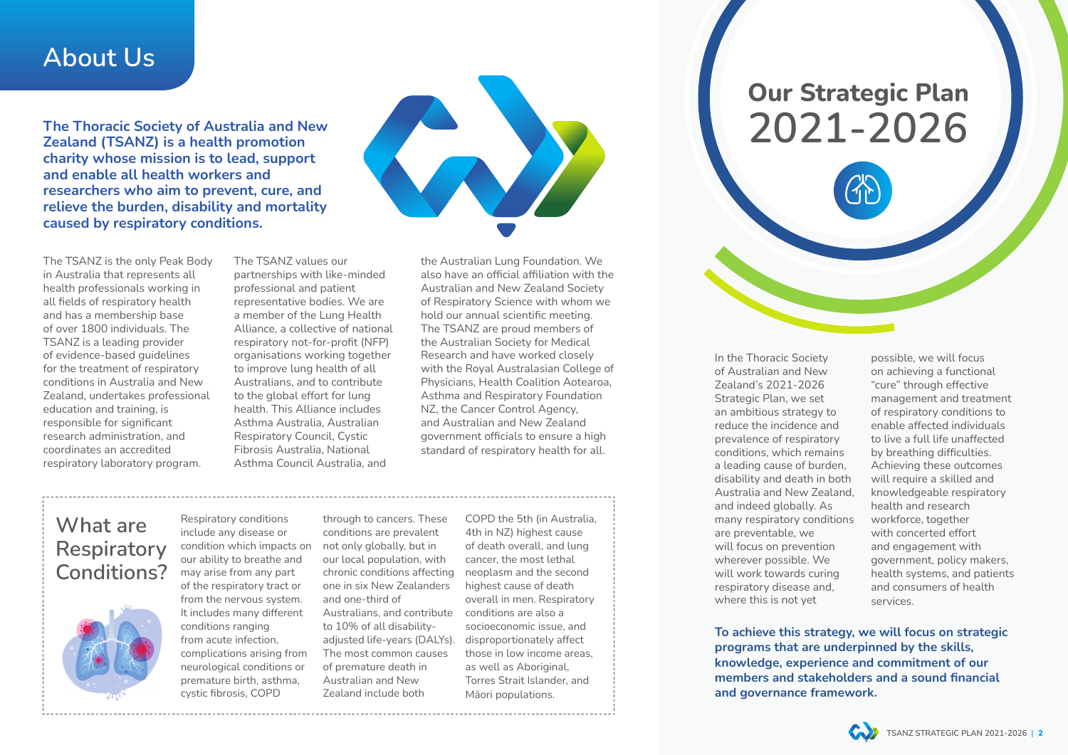# About Us

**The Thoracic Society of Australia and New Zealand (TSANZ) is a health promotion charity whose mission is to lead, support and enable all health workers and researchers who aim to prevent, cure, and relieve the burden, disability and mortality caused by respiratory conditions.**

The TSANZ is the only Peak Body in Australia that represents all health professionals working in all fields of respiratory health and has a membership base of over 1800 individuals. The TSANZ is a leading provider of evidence-based guidelines for the treatment of respiratory conditions in Australia and New Zealand, undertakes professional education and training, is responsible for significant research administration, and coordinates an accredited respiratory laboratory program.

The TSANZ values our partnerships with like-minded professional and patient representative bodies. We are a member of the Lung Health Alliance, a collective of national respiratory not-for-profit (NFP) organisations working together to improve lung health of all Australians, and to contribute to the global effort for lung health. This Alliance includes Asthma Australia, Australian Respiratory Council, Cystic Fibrosis Australia, National Asthma Council Australia, and the Australian Lung Foundation. We also have an official affiliation with the Australian and New Zealand Society of Respiratory Science with whom we hold our annual scientific meeting. The TSANZ are proud members of the Australian Society for Medical Research and have worked closely with the Royal Australasian College of Physicians, Health Coalition Aotearoa, Asthma and Respiratory Foundation NZ, the Cancer Control Agency, and Australian and New Zealand government officials to ensure a high standard of respiratory health for all.

## What are Respiratory Conditions?

Respiratory conditions include any disease or condition which impacts on our ability to breathe and may arise from any part of the respiratory tract or from the nervous system. It includes many different conditions ranging from acute infection, complications arising from neurological conditions or premature birth, asthma, cystic fibrosis, COPD through to cancers. These conditions are prevalent not only globally, but in our local population, with chronic conditions affecting one in six New Zealanders and one-third of Australians, and contribute to 10% of all disability-adjusted life-years (DALYs). The most common causes of premature death in Australian and New Zealand include both COPD the 5th (in Australia, 4th in NZ) highest cause of death overall, and lung cancer, the most lethal neoplasm and the second highest cause of death overall in men. Respiratory conditions are also a socioeconomic issue, and disproportionately affect those in low income areas, as well as Aboriginal, Torres Strait Islander, and Māori populations.

# Our Strategic Plan 2021-2026

In the Thoracic Society of Australian and New Zealand's 2021-2026 Strategic Plan, we set an ambitious strategy to reduce the incidence and prevalence of respiratory conditions, which remains a leading cause of burden, disability and death in both Australia and New Zealand, and indeed globally. As many respiratory conditions are preventable, we will focus on prevention wherever possible. We will work towards curing respiratory disease and, where this is not yet possible, we will focus on achieving a functional "cure" through effective management and treatment of respiratory conditions to enable affected individuals to live a full life unaffected by breathing difficulties. Achieving these outcomes will require a skilled and knowledgeable respiratory health and research workforce, together with concerted effort and engagement with government, policy makers, health systems, and patients and consumers of health services.

**To achieve this strategy, we will focus on strategic programs that are underpinned by the skills, knowledge, experience and commitment of our members and stakeholders and a sound financial and governance framework.**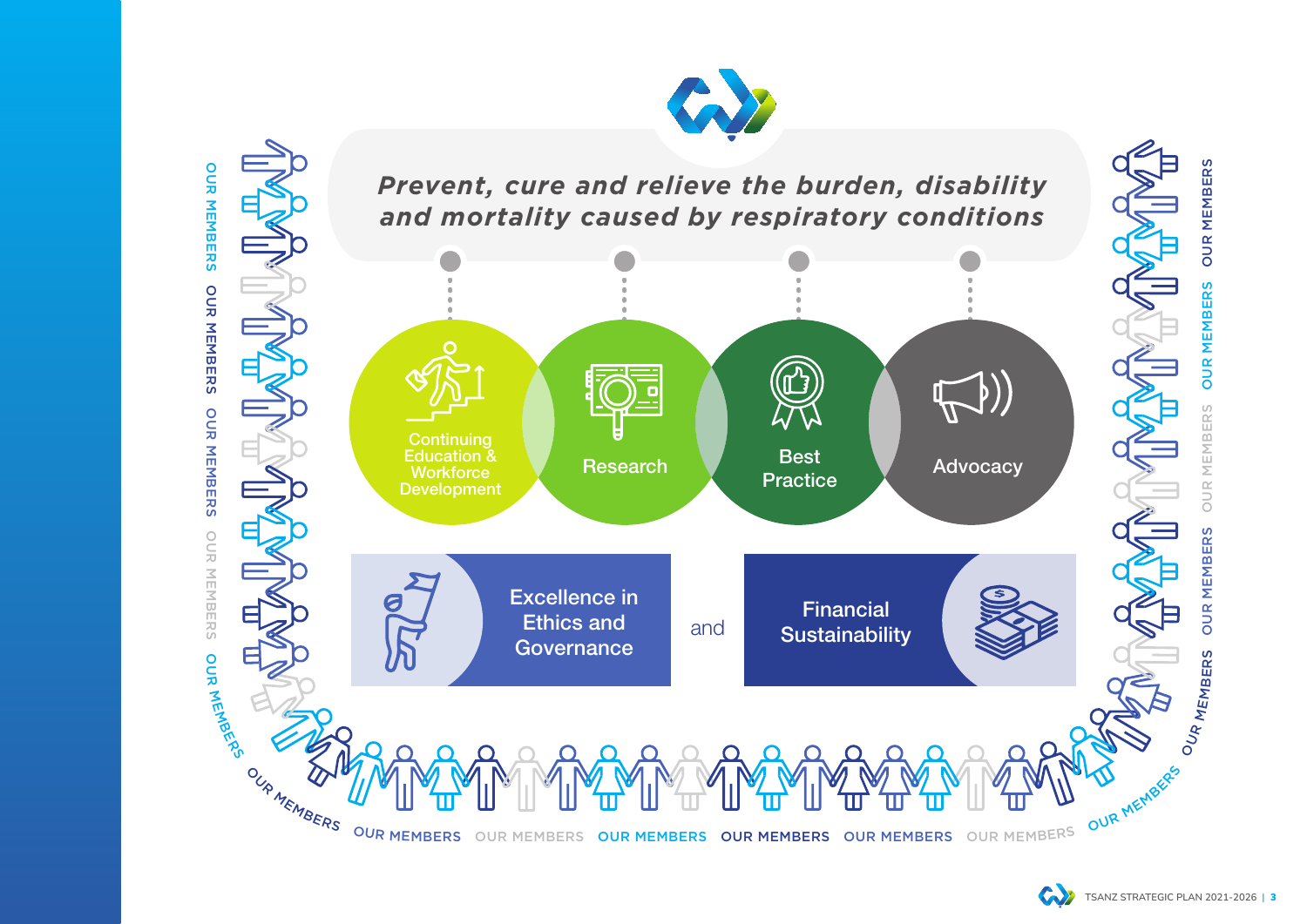***Prevent, cure and relieve the burden, disability and mortality caused by respiratory conditions***

- Continuing Education & Workforce Development
- Research
- Best Practice
- Advocacy

Excellence in Ethics and Governance and Financial Sustainability

OUR MEMBERS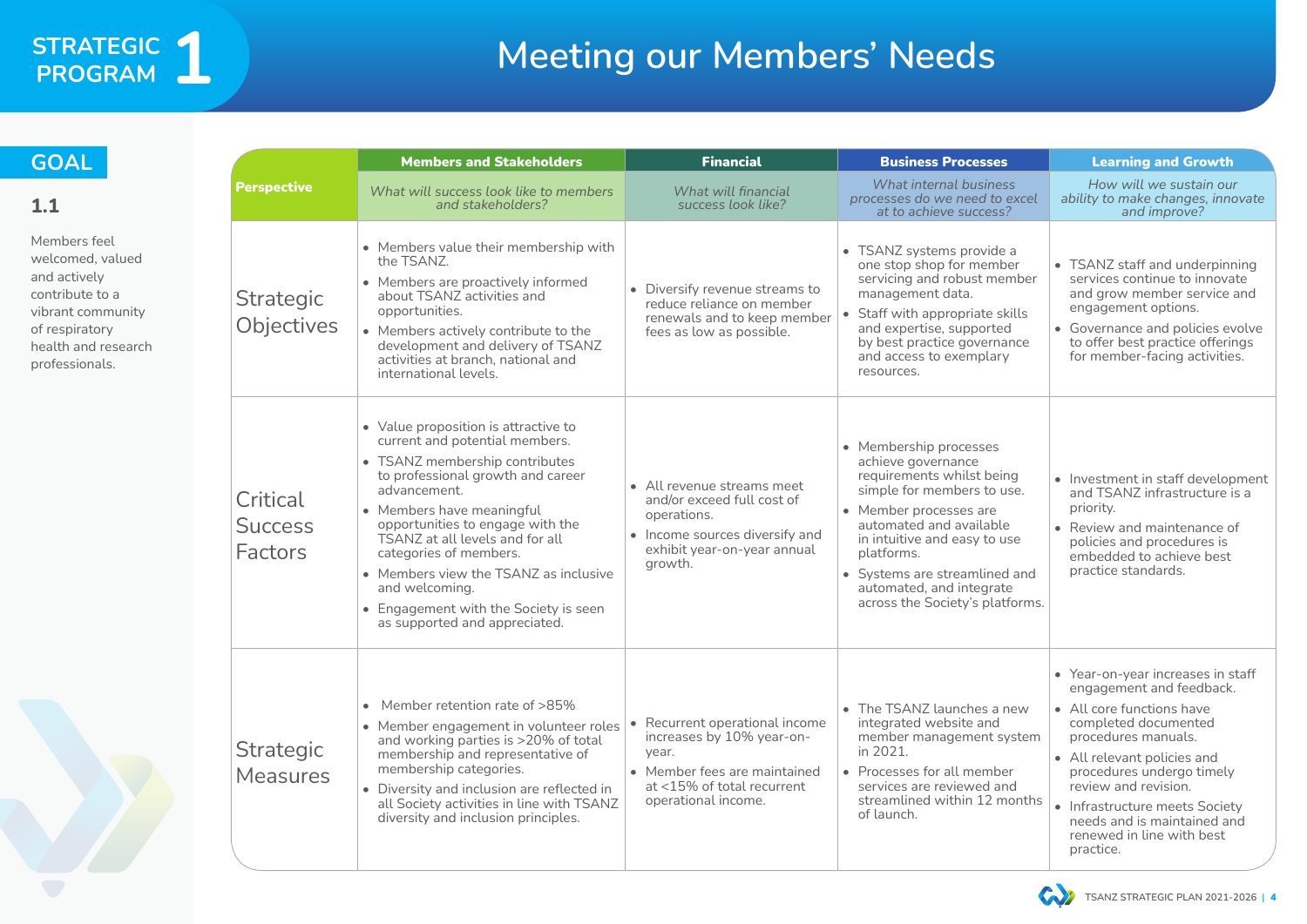# STRATEGIC PROGRAM 1

# Meeting our Members' Needs

## GOAL

### 1.1

Members feel welcomed, valued and actively contribute to a vibrant community of respiratory health and research professionals.

| Perspective | Members and Stakeholders | Financial | Business Processes | Learning and Growth |
|---|---|---|---|---|
| | *What will success look like to members and stakeholders?* | *What will financial success look like?* | *What internal business processes do we need to excel at to achieve success?* | *How will we sustain our ability to make changes, innovate and improve?* |
| **Strategic Objectives** | • Members value their membership with the TSANZ.<br>• Members are proactively informed about TSANZ activities and opportunities.<br>• Members actively contribute to the development and delivery of TSANZ activities at branch, national and international levels. | • Diversify revenue streams to reduce reliance on member renewals and to keep member fees as low as possible. | • TSANZ systems provide a one stop shop for member servicing and robust member management data.<br>• Staff with appropriate skills and expertise, supported by best practice governance and access to exemplary resources. | • TSANZ staff and underpinning services continue to innovate and grow member service and engagement options.<br>• Governance and policies evolve to offer best practice offerings for member-facing activities. |
| **Critical Success Factors** | • Value proposition is attractive to current and potential members.<br>• TSANZ membership contributes to professional growth and career advancement.<br>• Members have meaningful opportunities to engage with the TSANZ at all levels and for all categories of members.<br>• Members view the TSANZ as inclusive and welcoming.<br>• Engagement with the Society is seen as supported and appreciated. | • All revenue streams meet and/or exceed full cost of operations.<br>• Income sources diversify and exhibit year-on-year annual growth. | • Membership processes achieve governance requirements whilst being simple for members to use.<br>• Member processes are automated and available in intuitive and easy to use platforms.<br>• Systems are streamlined and automated, and integrate across the Society's platforms. | • Investment in staff development and TSANZ infrastructure is a priority.<br>• Review and maintenance of policies and procedures is embedded to achieve best practice standards. |
| **Strategic Measures** | • Member retention rate of >85%<br>• Member engagement in volunteer roles and working parties is >20% of total membership and representative of membership categories.<br>• Diversity and inclusion are reflected in all Society activities in line with TSANZ diversity and inclusion principles. | • Recurrent operational income increases by 10% year-on-year.<br>• Member fees are maintained at <15% of total recurrent operational income. | • The TSANZ launches a new integrated website and member management system in 2021.<br>• Processes for all member services are reviewed and streamlined within 12 months of launch. | • Year-on-year increases in staff engagement and feedback.<br>• All core functions have completed documented procedures manuals.<br>• All relevant policies and procedures undergo timely review and revision.<br>• Infrastructure meets Society needs and is maintained and renewed in line with best practice. |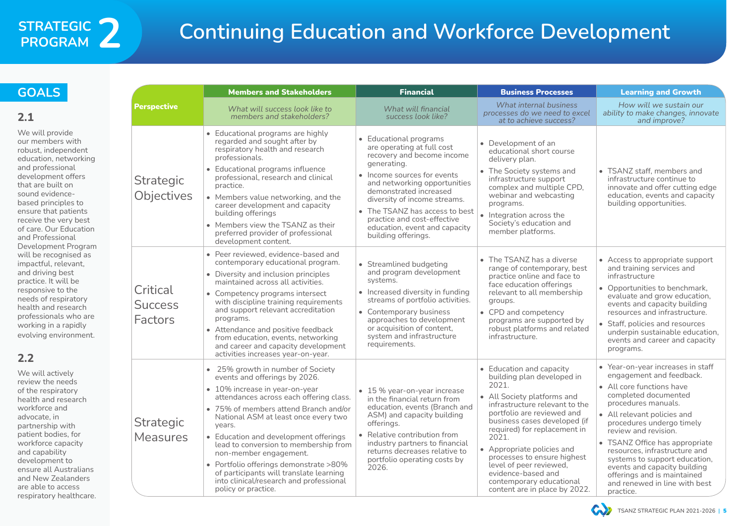# STRATEGIC PROGRAM 2 Continuing Education and Workforce Development

## GOALS

### 2.1

We will provide our members with robust, independent education, networking and professional development offers that are built on sound evidence-based principles to ensure that patients receive the very best of care. Our Education and Professional Development Program will be recognised as impactful, relevant, and driving best practice. It will be responsive to the needs of respiratory health and research professionals who are working in a rapidly evolving environment.

### 2.2

We will actively review the needs of the respiratory health and research workforce and advocate, in partnership with patient bodies, for workforce capacity and capability development to ensure all Australians and New Zealanders are able to access respiratory healthcare.

| Perspective | Members and Stakeholders | Financial | Business Processes | Learning and Growth |
|---|---|---|---|---|
| | *What will success look like to members and stakeholders?* | *What will financial success look like?* | *What internal business processes do we need to excel at to achieve success?* | *How will we sustain our ability to make changes, innovate and improve?* |
| **Strategic Objectives** | • Educational programs are highly regarded and sought after by respiratory health and research professionals.<br>• Educational programs influence professional, research and clinical practice.<br>• Members value networking, and the career development and capacity building offerings<br>• Members view the TSANZ as their preferred provider of professional development content. | • Educational programs are operating at full cost recovery and become income generating.<br>• Income sources for events and networking opportunities demonstrated increased diversity of income streams.<br>• The TSANZ has access to best practice and cost-effective education, event and capacity building offerings. | • Development of an educational short course delivery plan.<br>• The Society systems and infrastructure support complex and multiple CPD, webinar and webcasting programs.<br>• Integration across the Society's education and member platforms. | • TSANZ staff, members and infrastructure continue to innovate and offer cutting edge education, events and capacity building opportunities. |
| **Critical Success Factors** | • Peer reviewed, evidence-based and contemporary educational program.<br>• Diversity and inclusion principles maintained across all activities.<br>• Competency programs intersect with discipline training requirements and support relevant accreditation programs.<br>• Attendance and positive feedback from education, events, networking and career and capacity development activities increases year-on-year. | • Streamlined budgeting and program development systems.<br>• Increased diversity in funding streams of portfolio activities.<br>• Contemporary business approaches to development or acquisition of content, system and infrastructure requirements. | • The TSANZ has a diverse range of contemporary, best practice online and face to face education offerings relevant to all membership groups.<br>• CPD and competency programs are supported by robust platforms and related infrastructure. | • Access to appropriate support and training services and infrastructure<br>• Opportunities to benchmark, evaluate and grow education, events and capacity building resources and infrastructure.<br>• Staff, policies and resources underpin sustainable education, events and career and capacity programs. |
| **Strategic Measures** | • 25% growth in number of Society events and offerings by 2026.<br>• 10% increase in year-on-year attendances across each offering class.<br>• 75% of members attend Branch and/or National ASM at least once every two years.<br>• Education and development offerings lead to conversion to membership from non-member engagement.<br>• Portfolio offerings demonstrate >80% of participants will translate learning into clinical/research and professional policy or practice. | • 15 % year-on-year increase in the financial return from education, events (Branch and ASM) and capacity building offerings.<br>• Relative contribution from industry partners to financial returns decreases relative to portfolio operating costs by 2026. | • Education and capacity building plan developed in 2021.<br>• All Society platforms and infrastructure relevant to the portfolio are reviewed and business cases developed (if required) for replacement in 2021.<br>• Appropriate policies and processes to ensure highest level of peer reviewed, evidence-based and contemporary educational content are in place by 2022. | • Year-on-year increases in staff engagement and feedback.<br>• All core functions have completed documented procedures manuals.<br>• All relevant policies and procedures undergo timely review and revision.<br>• TSANZ Office has appropriate resources, infrastructure and systems to support education, events and capacity building offerings and is maintained and renewed in line with best practice. |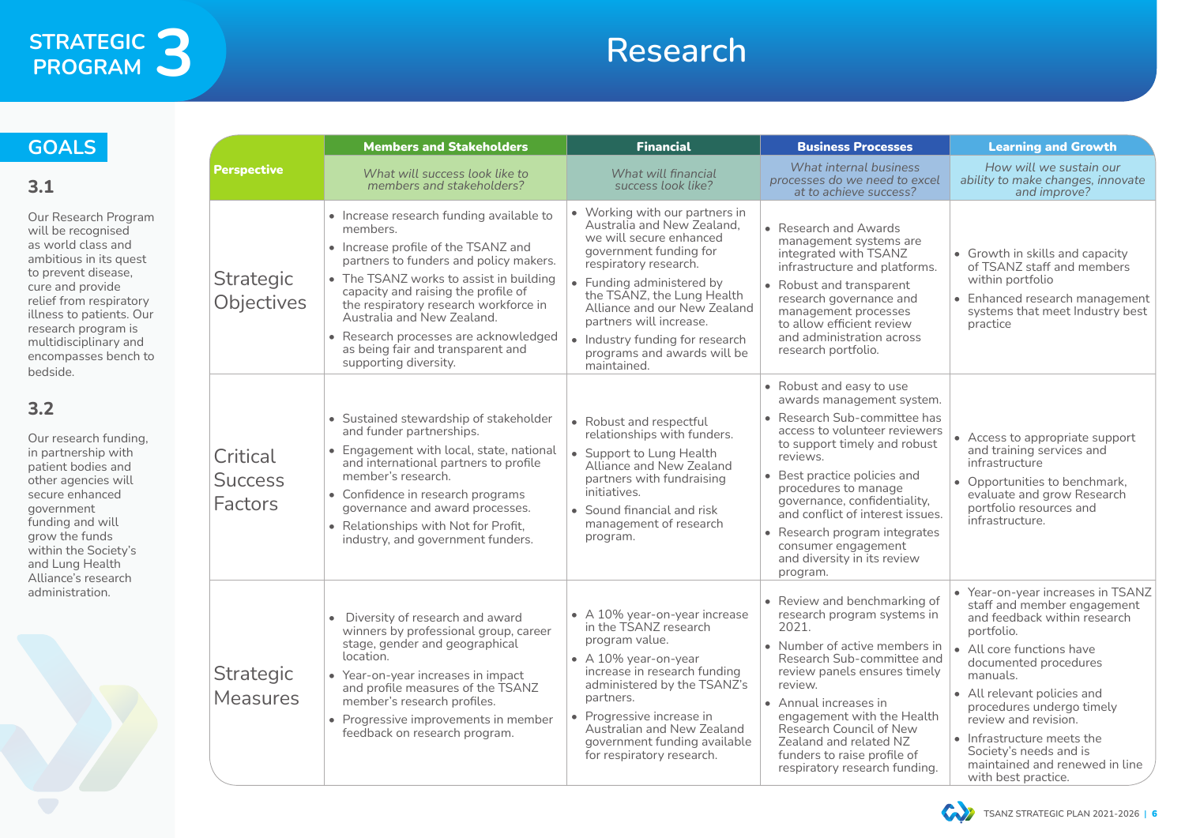# STRATEGIC PROGRAM 3

# Research

## GOALS

### 3.1

Our Research Program will be recognised as world class and ambitious in its quest to prevent disease, cure and provide relief from respiratory illness to patients. Our research program is multidisciplinary and encompasses bench to bedside.

### 3.2

Our research funding, in partnership with patient bodies and other agencies will secure enhanced government funding and will grow the funds within the Society's and Lung Health Alliance's research administration.

| Perspective | Members and Stakeholders | Financial | Business Processes | Learning and Growth |
|---|---|---|---|---|
| | *What will success look like to members and stakeholders?* | *What will financial success look like?* | *What internal business processes do we need to excel at to achieve success?* | *How will we sustain our ability to make changes, innovate and improve?* |
| Strategic Objectives | • Increase research funding available to members.<br>• Increase profile of the TSANZ and partners to funders and policy makers.<br>• The TSANZ works to assist in building capacity and raising the profile of the respiratory research workforce in Australia and New Zealand.<br>• Research processes are acknowledged as being fair and transparent and supporting diversity. | • Working with our partners in Australia and New Zealand, we will secure enhanced government funding for respiratory research.<br>• Funding administered by the TSANZ, the Lung Health Alliance and our New Zealand partners will increase.<br>• Industry funding for research programs and awards will be maintained. | • Research and Awards management systems are integrated with TSANZ infrastructure and platforms.<br>• Robust and transparent research governance and management processes to allow efficient review and administration across research portfolio. | • Growth in skills and capacity of TSANZ staff and members within portfolio<br>• Enhanced research management systems that meet Industry best practice |
| Critical Success Factors | • Sustained stewardship of stakeholder and funder partnerships.<br>• Engagement with local, state, national and international partners to profile member's research.<br>• Confidence in research programs governance and award processes.<br>• Relationships with Not for Profit, industry, and government funders. | • Robust and respectful relationships with funders.<br>• Support to Lung Health Alliance and New Zealand partners with fundraising initiatives.<br>• Sound financial and risk management of research program. | • Robust and easy to use awards management system.<br>• Research Sub-committee has access to volunteer reviewers to support timely and robust reviews.<br>• Best practice policies and procedures to manage governance, confidentiality, and conflict of interest issues.<br>• Research program integrates consumer engagement and diversity in its review program. | • Access to appropriate support and training services and infrastructure<br>• Opportunities to benchmark, evaluate and grow Research portfolio resources and infrastructure. |
| Strategic Measures | • Diversity of research and award winners by professional group, career stage, gender and geographical location.<br>• Year-on-year increases in impact and profile measures of the TSANZ member's research profiles.<br>• Progressive improvements in member feedback on research program. | • A 10% year-on-year increase in the TSANZ research program value.<br>• A 10% year-on-year increase in research funding administered by the TSANZ's partners.<br>• Progressive increase in Australian and New Zealand government funding available for respiratory research. | • Review and benchmarking of research program systems in 2021.<br>• Number of active members in Research Sub-committee and review panels ensures timely review.<br>• Annual increases in engagement with the Health Research Council of New Zealand and related NZ funders to raise profile of respiratory research funding. | • Year-on-year increases in TSANZ staff and member engagement and feedback within research portfolio.<br>• All core functions have documented procedures manuals.<br>• All relevant policies and procedures undergo timely review and revision.<br>• Infrastructure meets the Society's needs and is maintained and renewed in line with best practice. |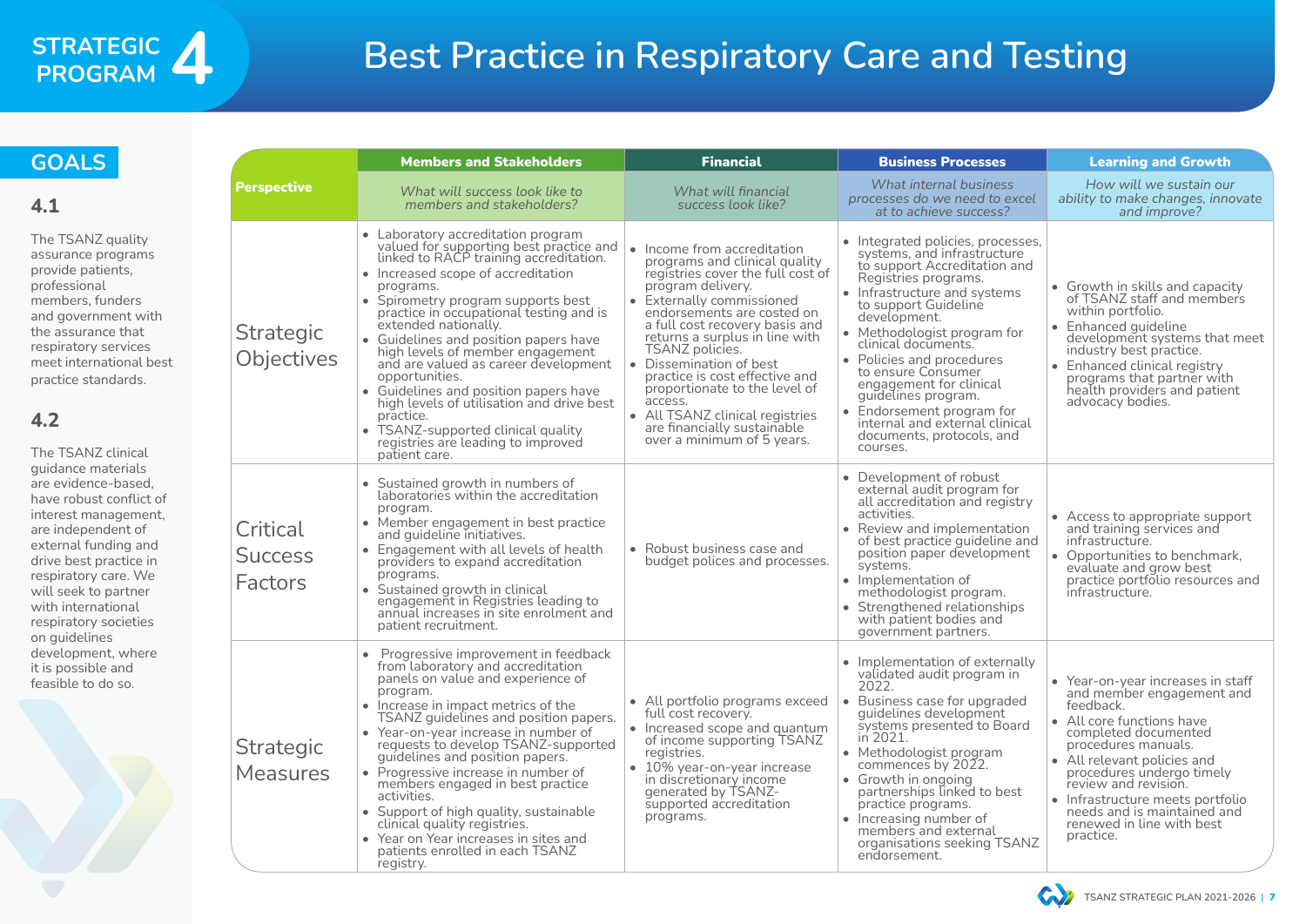# STRATEGIC PROGRAM 4

# Best Practice in Respiratory Care and Testing

## GOALS

### 4.1

The TSANZ quality assurance programs provide patients, professional members, funders and government with the assurance that respiratory services meet international best practice standards.

### 4.2

The TSANZ clinical guidance materials are evidence-based, have robust conflict of interest management, are independent of external funding and drive best practice in respiratory care. We will seek to partner with international respiratory societies on guidelines development, where it is possible and feasible to do so.

| Perspective | Members and Stakeholders | Financial | Business Processes | Learning and Growth |
|---|---|---|---|---|
| | *What will success look like to members and stakeholders?* | *What will financial success look like?* | *What internal business processes do we need to excel at to achieve success?* | *How will we sustain our ability to make changes, innovate and improve?* |
| **Strategic Objectives** | • Laboratory accreditation program valued for supporting best practice and linked to RACP training accreditation.<br>• Increased scope of accreditation programs.<br>• Spirometry program supports best practice in occupational testing and is extended nationally.<br>• Guidelines and position papers have high levels of member engagement and are valued as career development opportunities.<br>• Guidelines and position papers have high levels of utilisation and drive best practice.<br>• TSANZ-supported clinical quality registries are leading to improved patient care. | • Income from accreditation programs and clinical quality registries cover the full cost of program delivery.<br>• Externally commissioned endorsements are costed on a full cost recovery basis and returns a surplus in line with TSANZ policies.<br>• Dissemination of best practice is cost effective and proportionate to the level of access.<br>• All TSANZ clinical registries are financially sustainable over a minimum of 5 years. | • Integrated policies, processes, systems, and infrastructure to support Accreditation and Registries programs.<br>• Infrastructure and systems to support Guideline development.<br>• Methodologist program for clinical documents.<br>• Policies and procedures to ensure Consumer engagement for clinical guidelines program.<br>• Endorsement program for internal and external clinical documents, protocols, and courses. | • Growth in skills and capacity of TSANZ staff and members within portfolio.<br>• Enhanced guideline development systems that meet industry best practice.<br>• Enhanced clinical registry programs that partner with health providers and patient advocacy bodies. |
| **Critical Success Factors** | • Sustained growth in numbers of laboratories within the accreditation program.<br>• Member engagement in best practice and guideline initiatives.<br>• Engagement with all levels of health providers to expand accreditation programs.<br>• Sustained growth in clinical engagement in Registries leading to annual increases in site enrolment and patient recruitment. | • Robust business case and budget polices and processes. | • Development of robust external audit program for all accreditation and registry activities.<br>• Review and implementation of best practice guideline and position paper development systems.<br>• Implementation of methodologist program.<br>• Strengthened relationships with patient bodies and government partners. | • Access to appropriate support and training services and infrastructure.<br>• Opportunities to benchmark, evaluate and grow best practice portfolio resources and infrastructure. |
| **Strategic Measures** | • Progressive improvement in feedback from laboratory and accreditation panels on value and experience of program.<br>• Increase in impact metrics of the TSANZ guidelines and position papers.<br>• Year-on-year increase in number of requests to develop TSANZ-supported guidelines and position papers.<br>• Progressive increase in number of members engaged in best practice activities.<br>• Support of high quality, sustainable clinical quality registries.<br>• Year on Year increases in sites and patients enrolled in each TSANZ registry. | • All portfolio programs exceed full cost recovery.<br>• Increased scope and quantum of income supporting TSANZ registries.<br>• 10% year-on-year increase in discretionary income generated by TSANZ-supported accreditation programs. | • Implementation of externally validated audit program in 2022.<br>• Business case for upgraded guidelines development systems presented to Board in 2021.<br>• Methodologist program commences by 2022.<br>• Growth in ongoing partnerships linked to best practice programs.<br>• Increasing number of members and external organisations seeking TSANZ endorsement. | • Year-on-year increases in staff and member engagement and feedback.<br>• All core functions have completed documented procedures manuals.<br>• All relevant policies and procedures undergo timely review and revision.<br>• Infrastructure meets portfolio needs and is maintained and renewed in line with best practice. |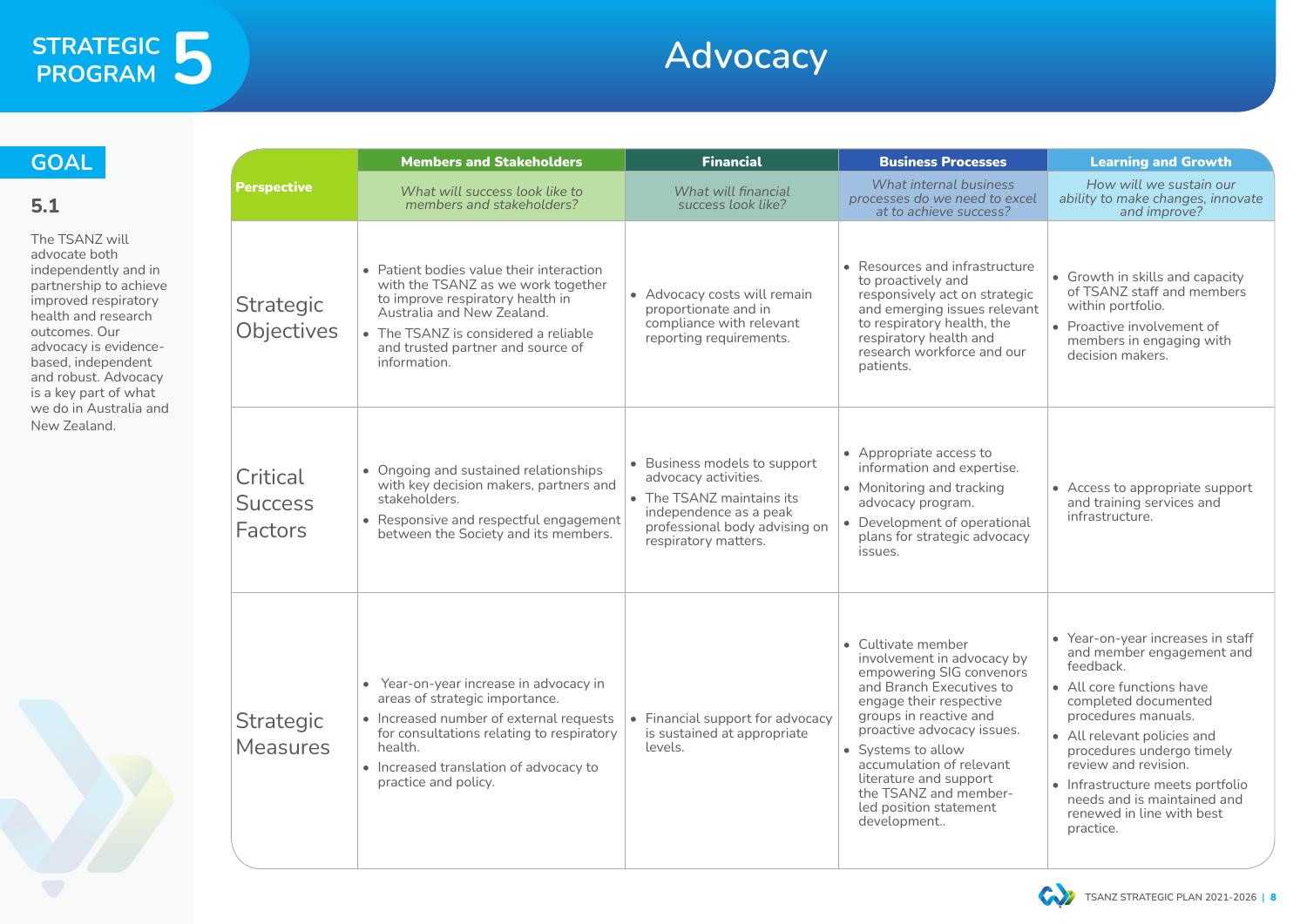# STRATEGIC PROGRAM 5

# Advocacy

## GOAL

### 5.1

The TSANZ will advocate both independently and in partnership to achieve improved respiratory health and research outcomes. Our advocacy is evidence-based, independent and robust. Advocacy is a key part of what we do in Australia and New Zealand.

| Perspective | Members and Stakeholders<br>*What will success look like to members and stakeholders?* | Financial<br>*What will financial success look like?* | Business Processes<br>*What internal business processes do we need to excel at to achieve success?* | Learning and Growth<br>*How will we sustain our ability to make changes, innovate and improve?* |
|---|---|---|---|---|
| Strategic Objectives | • Patient bodies value their interaction with the TSANZ as we work together to improve respiratory health in Australia and New Zealand.<br>• The TSANZ is considered a reliable and trusted partner and source of information. | • Advocacy costs will remain proportionate and in compliance with relevant reporting requirements. | • Resources and infrastructure to proactively and responsively act on strategic and emerging issues relevant to respiratory health, the respiratory health and research workforce and our patients. | • Growth in skills and capacity of TSANZ staff and members within portfolio.<br>• Proactive involvement of members in engaging with decision makers. |
| Critical Success Factors | • Ongoing and sustained relationships with key decision makers, partners and stakeholders.<br>• Responsive and respectful engagement between the Society and its members. | • Business models to support advocacy activities.<br>• The TSANZ maintains its independence as a peak professional body advising on respiratory matters. | • Appropriate access to information and expertise.<br>• Monitoring and tracking advocacy program.<br>• Development of operational plans for strategic advocacy issues. | • Access to appropriate support and training services and infrastructure. |
| Strategic Measures | • Year-on-year increase in advocacy in areas of strategic importance.<br>• Increased number of external requests for consultations relating to respiratory health.<br>• Increased translation of advocacy to practice and policy. | • Financial support for advocacy is sustained at appropriate levels. | • Cultivate member involvement in advocacy by empowering SIG convenors and Branch Executives to engage their respective groups in reactive and proactive advocacy issues.<br>• Systems to allow accumulation of relevant literature and support the TSANZ and member-led position statement development.. | • Year-on-year increases in staff and member engagement and feedback.<br>• All core functions have completed documented procedures manuals.<br>• All relevant policies and procedures undergo timely review and revision.<br>• Infrastructure meets portfolio needs and is maintained and renewed in line with best practice. |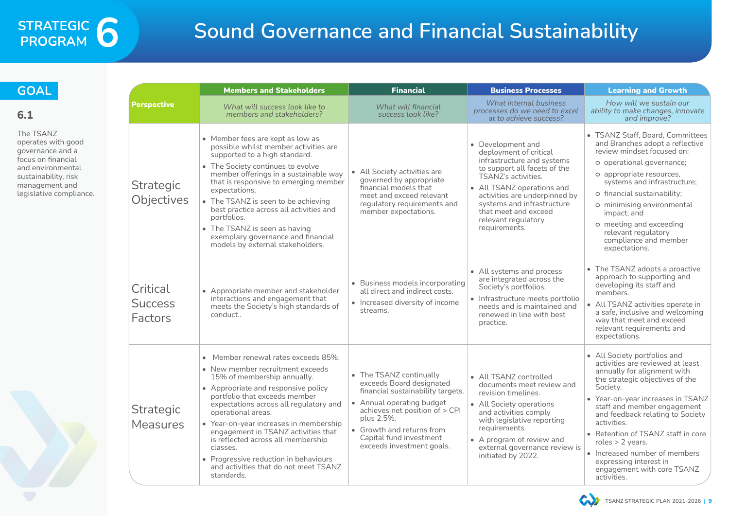# STRATEGIC PROGRAM 6

# Sound Governance and Financial Sustainability

## GOAL

### 6.1

The TSANZ operates with good governance and a focus on financial and environmental sustainability, risk management and legislative compliance.

| Perspective | Members and Stakeholders<br>*What will success look like to members and stakeholders?* | Financial<br>*What will financial success look like?* | Business Processes<br>*What internal business processes do we need to excel at to achieve success?* | Learning and Growth<br>*How will we sustain our ability to make changes, innovate and improve?* |
|---|---|---|---|---|
| Strategic Objectives | • Member fees are kept as low as possible whilst member activities are supported to a high standard.<br>• The Society continues to evolve member offerings in a sustainable way that is responsive to emerging member expectations.<br>• The TSANZ is seen to be achieving best practice across all activities and portfolios.<br>• The TSANZ is seen as having exemplary governance and financial models by external stakeholders. | • All Society activities are governed by appropriate financial models that meet and exceed relevant regulatory requirements and member expectations. | • Development and deployment of critical infrastructure and systems to support all facets of the TSANZ's activities.<br>• All TSANZ operations and activities are underpinned by systems and infrastructure that meet and exceed relevant regulatory requirements. | • TSANZ Staff, Board, Committees and Branches adopt a reflective review mindset focused on:<br>o operational governance;<br>o appropriate resources, systems and infrastructure;<br>o financial sustainability;<br>o minimising environmental impact; and<br>o meeting and exceeding relevant regulatory compliance and member expectations. |
| Critical Success Factors | • Appropriate member and stakeholder interactions and engagement that meets the Society's high standards of conduct.. | • Business models incorporating all direct and indirect costs.<br>• Increased diversity of income streams. | • All systems and process are integrated across the Society's portfolios.<br>• Infrastructure meets portfolio needs and is maintained and renewed in line with best practice. | • The TSANZ adopts a proactive approach to supporting and developing its staff and members.<br>• All TSANZ activities operate in a safe, inclusive and welcoming way that meet and exceed relevant requirements and expectations. |
| Strategic Measures | • Member renewal rates exceeds 85%.<br>• New member recruitment exceeds 15% of membership annually.<br>• Appropriate and responsive policy portfolio that exceeds member expectations across all regulatory and operational areas.<br>• Year-on-year increases in membership engagement in TSANZ activities that is reflected across all membership classes.<br>• Progressive reduction in behaviours and activities that do not meet TSANZ standards. | • The TSANZ continually exceeds Board designated financial sustainability targets.<br>• Annual operating budget achieves net position of > CPI plus 2.5%.<br>• Growth and returns from Capital fund investment exceeds investment goals. | • All TSANZ controlled documents meet review and revision timelines.<br>• All Society operations and activities comply with legislative reporting requirements.<br>• A program of review and external governance review is initiated by 2022. | • All Society portfolios and activities are reviewed at least annually for alignment with the strategic objectives of the Society.<br>• Year-on-year increases in TSANZ staff and member engagement and feedback relating to Society activities.<br>• Retention of TSANZ staff in core roles > 2 years.<br>• Increased number of members expressing interest in engagement with core TSANZ activities. |